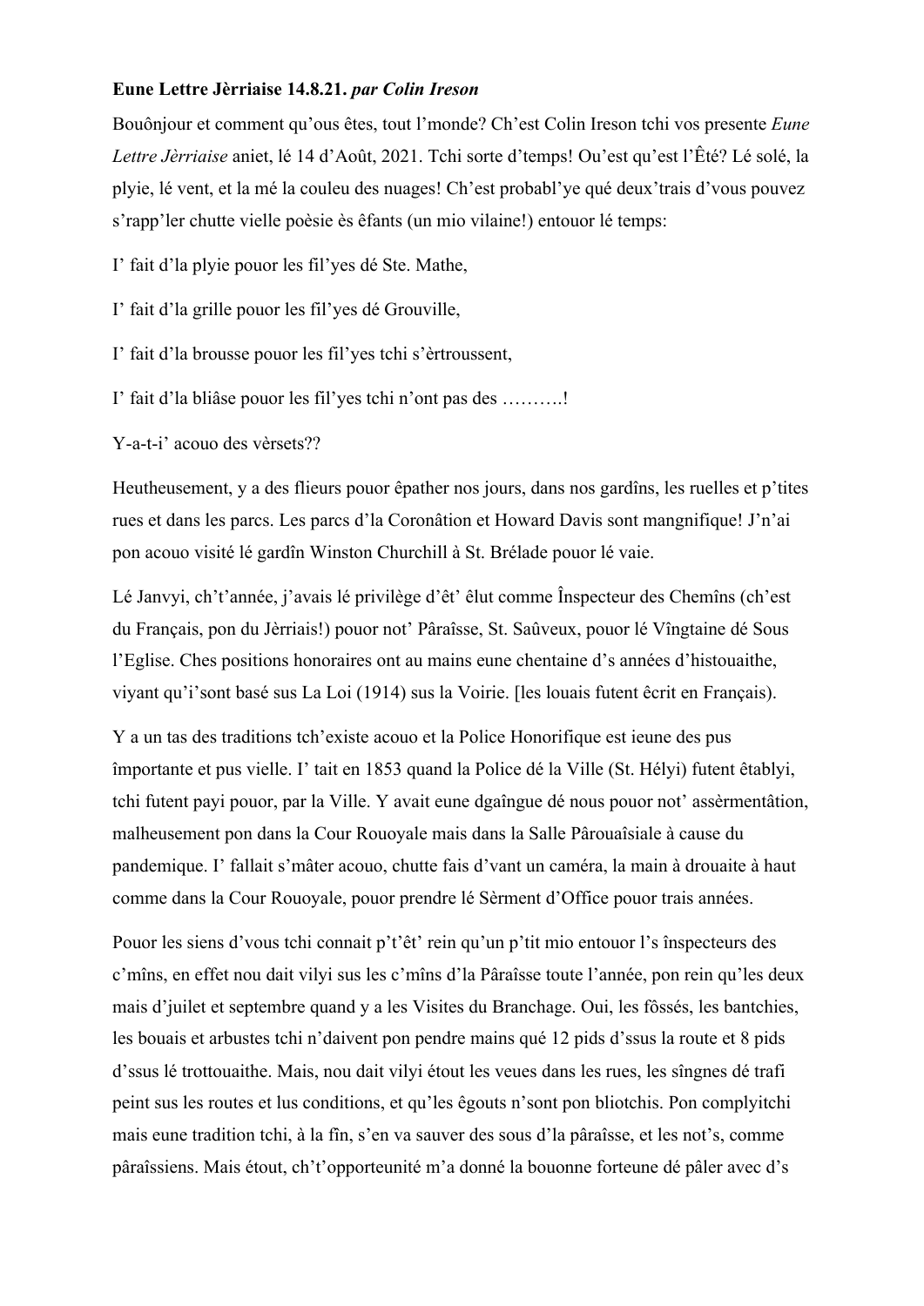**Eune Lettre Jèrriaise 14.8.21.** ***par Colin Ireson***

Bouônjour et comment qu'ous êtes, tout l'monde? Ch'est Colin Ireson tchi vos presente *Eune Lettre Jèrriaise* aniet, lé 14 d'Août, 2021. Tchi sorte d'temps! Ou'est qu'est l'Êté? Lé solé, la plyie, lé vent, et la mé la couleu des nuages! Ch'est probabl'ye qué deux'trais d'vous pouvez s'rapp'ler chutte vielle poèsie ès êfants (un mio vilaine!) entouor lé temps:

I' fait d'la plyie pouor les fil'yes dé Ste. Mathe,

I' fait d'la grille pouor les fil'yes dé Grouville,

I' fait d'la brousse pouor les fil'yes tchi s'èrtroussent,

I' fait d'la bliâse pouor les fil'yes tchi n'ont pas des ……….!

Y-a-t-i' acouo des vèrsets??

Heutheusement, y a des flieurs pouor êpather nos jours, dans nos gardîns, les ruelles et p'tites rues et dans les parcs. Les parcs d'la Coronâtion et Howard Davis sont mangnifique! J'n'ai pon acouo visité lé gardîn Winston Churchill à St. Brélade pouor lé vaie.

Lé Janvyi, ch't'année, j'avais lé privilège d'êt' êlut comme Înspecteur des Chemîns (ch'est du Français, pon du Jèrriais!) pouor not' Pâraîsse, St. Saûveux, pouor lé Vîngtaine dé Sous l'Eglise. Ches positions honoraires ont au mains eune chentaine d's années d'histouaithe, viyant qu'i'sont basé sus La Loi (1914) sus la Voirie. [les louais futent êcrit en Français).

Y a un tas des traditions tch'existe acouo et la Police Honorifique est ieune des pus împortante et pus vielle. I' tait en 1853 quand la Police dé la Ville (St. Hélyi) futent êtablyi, tchi futent payi pouor, par la Ville. Y avait eune dgaîngue dé nous pouor not' assèrmentâtion, malheuseument pon dans la Cour Rouoyale mais dans la Salle Pârouaîsiale à cause du pandemique. I' fallait s'mâter acouo, chutte fais d'vant un caméra, la main à drouaite à haut comme dans la Cour Rouoyale, pouor prendre lé Sèrment d'Office pouor trais années.

Pouor les siens d'vous tchi connait p't'êt' rein qu'un p'tit mio entouor l's înspecteurs des c'mîns, en effet nou dait vilyi sus les c'mîns d'la Pâraîsse toute l'année, pon rein qu'les deux mais d'juilet et septembre quand y a les Visites du Branchage. Oui, les fôssés, les bantchies, les bouais et arbustes tchi n'daivent pon pendre mains qué 12 pids d'ssus la route et 8 pids d'ssus lé trottouaithe. Mais, nou dait vilyi étout les veues dans les rues, les sîngnes dé trafi peint sus les routes et lus conditions, et qu'les êgouts n'sont pon bliotchis. Pon complyitchi mais eune tradition tchi, à la fîn, s'en va sauver des sous d'la pâraîsse, et les not's, comme pâraîssiens. Mais étout, ch't'opporteunité m'a donné la bouonne forteune dé pâler avec d's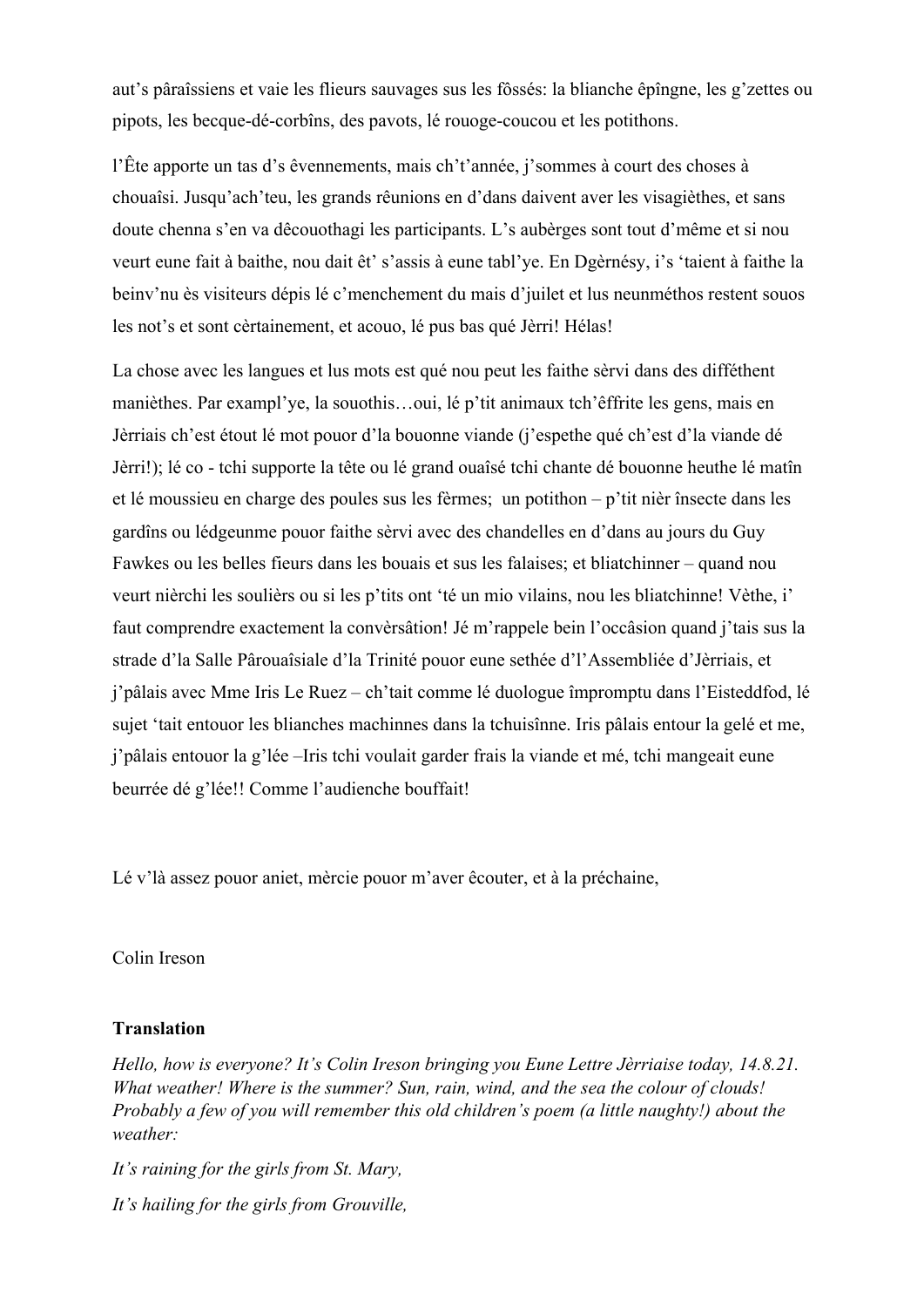aut's pâraîssiens et vaie les flieurs sauvages sus les fôssés: la blianche êpîngne, les g'zettes ou pipots, les becque-dé-corbîns, des pavots, lé rouoge-coucou et les potithons.

l'Ête apporte un tas d's êvennements, mais ch't'année, j'sommes à court des choses à chouaîsi. Jusqu'ach'teu, les grands rêunions en d'dans daivent aver les visagièthes, et sans doute chenna s'en va dêcouothagi les participants. L's aubèrges sont tout d'même et si nou veurt eune fait à baithe, nou dait êt' s'assis à eune tabl'ye. En Dgèrnésy, i's 'taient à faithe la beinv'nu ès visiteurs dépis lé c'menchement du mais d'juilet et lus neunméthos restent souos les not's et sont cèrtainement, et acouo, lé pus bas qué Jèrri! Hélas!

La chose avec les langues et lus mots est qué nou peut les faithe sèrvi dans des difféthent manièthes. Par exampl'ye, la souothis…oui, lé p'tit animaux tch'êffrite les gens, mais en Jèrriais ch'est étout lé mot pouor d'la bouonne viande (j'espethe qué ch'est d'la viande dé Jèrri!); lé co - tchi supporte la tête ou lé grand ouaîsé tchi chante dé bouonne heuthe lé matîn et lé moussieu en charge des poules sus les fèrmes; un potithon – p'tit nièr însecte dans les gardîns ou lédgeunme pouor faithe sèrvi avec des chandelles en d'dans au jours du Guy Fawkes ou les belles fieurs dans les bouais et sus les falaises; et bliatchinner – quand nou veurt nièrchi les souliès ou si les p'tits ont 'té un mio vilains, nou les bliatchinne! Vèthe, i' faut comprendre exactement la convèrsâtion! Jé m'rappele bein l'occâsion quand j'tais sus la strade d'la Salle Pârouaîsiale d'la Trinité pouor eune sethée d'l'Assembliée d'Jèrriais, et j'pâlais avec Mme Iris Le Ruez – ch'tait comme lé duologue împromptu dans l'Eisteddfod, lé sujet 'tait entouor les blianches machinnes dans la tchuisînne. Iris pâlais entour la gelé et me, j'pâlais entouor la g'lée –Iris tchi voulait garder frais la viande et mé, tchi mangeait eune beurrée dé g'lée!! Comme l'audienche bouffait!

Lé v'là assez pouor aniet, mèrcie pouor m'aver êcouter, et à la préchaine,

Colin Ireson

**Translation**

*Hello, how is everyone? It's Colin Ireson bringing you Eune Lettre Jèrriaise today, 14.8.21. What weather! Where is the summer? Sun, rain, wind, and the sea the colour of clouds! Probably a few of you will remember this old children's poem (a little naughty!) about the weather:*

*It's raining for the girls from St. Mary,*

*It's hailing for the girls from Grouville,*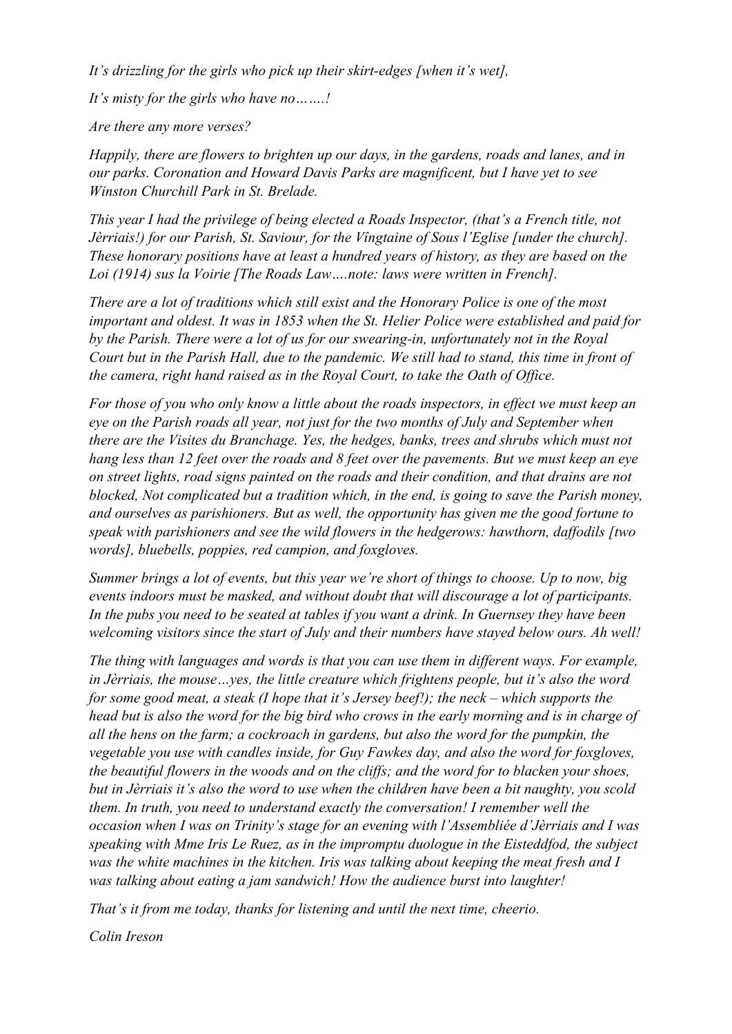*It's drizzling for the girls who pick up their skirt-edges [when it's wet],*

*It's misty for the girls who have no…….!*

*Are there any more verses?*

*Happily, there are flowers to brighten up our days, in the gardens, roads and lanes, and in our parks. Coronation and Howard Davis Parks are magnificent, but I have yet to see Winston Churchill Park in St. Brelade.*

*This year I had the privilege of being elected a Roads Inspector, (that's a French title, not Jèrriais!) for our Parish, St. Saviour, for the Vingtaine of Sous l'Eglise [under the church]. These honorary positions have at least a hundred years of history, as they are based on the Loi (1914) sus la Voirie [The Roads Law….note: laws were written in French].*

*There are a lot of traditions which still exist and the Honorary Police is one of the most important and oldest. It was in 1853 when the St. Helier Police were established and paid for by the Parish. There were a lot of us for our swearing-in, unfortunately not in the Royal Court but in the Parish Hall, due to the pandemic. We still had to stand, this time in front of the camera, right hand raised as in the Royal Court, to take the Oath of Office.*

*For those of you who only know a little about the roads inspectors, in effect we must keep an eye on the Parish roads all year, not just for the two months of July and September when there are the Visites du Branchage. Yes, the hedges, banks, trees and shrubs which must not hang less than 12 feet over the roads and 8 feet over the pavements. But we must keep an eye on street lights, road signs painted on the roads and their condition, and that drains are not blocked, Not complicated but a tradition which, in the end, is going to save the Parish money, and ourselves as parishioners. But as well, the opportunity has given me the good fortune to speak with parishioners and see the wild flowers in the hedgerows: hawthorn, daffodils [two words], bluebells, poppies, red campion, and foxgloves.*

*Summer brings a lot of events, but this year we're short of things to choose. Up to now, big events indoors must be masked, and without doubt that will discourage a lot of participants. In the pubs you need to be seated at tables if you want a drink. In Guernsey they have been welcoming visitors since the start of July and their numbers have stayed below ours. Ah well!*

*The thing with languages and words is that you can use them in different ways. For example, in Jèrriais, the mouse…yes, the little creature which frightens people, but it's also the word for some good meat, a steak (I hope that it's Jersey beef!); the neck – which supports the head but is also the word for the big bird who crows in the early morning and is in charge of all the hens on the farm; a cockroach in gardens, but also the word for the pumpkin, the vegetable you use with candles inside, for Guy Fawkes day, and also the word for foxgloves, the beautiful flowers in the woods and on the cliffs; and the word for to blacken your shoes, but in Jèrriais it's also the word to use when the children have been a bit naughty, you scold them. In truth, you need to understand exactly the conversation! I remember well the occasion when I was on Trinity's stage for an evening with l'Assembliée d'Jèrriais and I was speaking with Mme Iris Le Ruez, as in the impromptu duologue in the Eisteddfod, the subject was the white machines in the kitchen. Iris was talking about keeping the meat fresh and I was talking about eating a jam sandwich! How the audience burst into laughter!*

*That's it from me today, thanks for listening and until the next time, cheerio.*

*Colin Ireson*